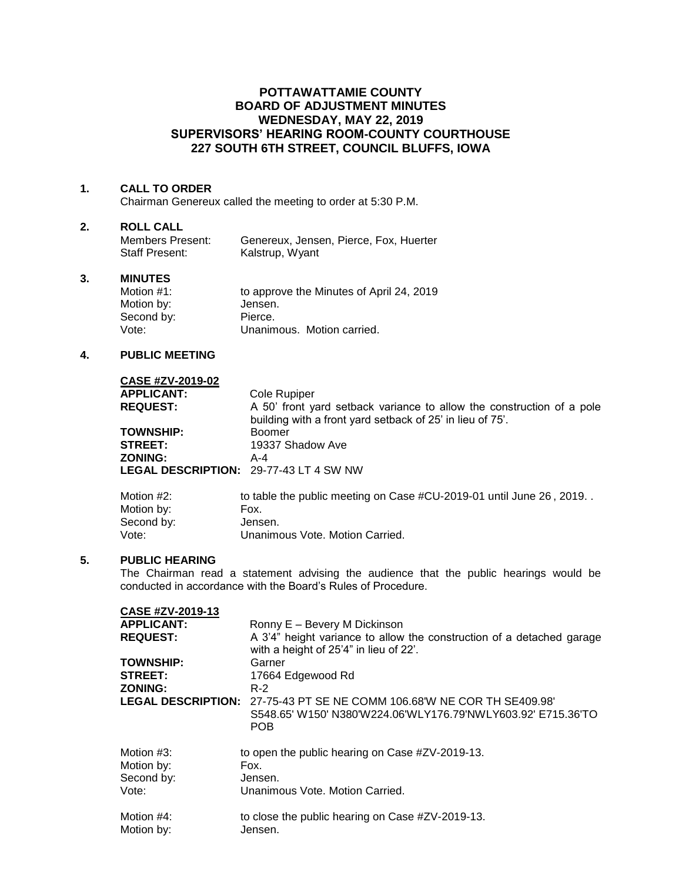# POTTAWATTAMIE COUNTY
# BOARD OF ADJUSTMENT MINUTES
# WEDNESDAY, MAY 22, 2019
# SUPERVISORS' HEARING ROOM-COUNTY COURTHOUSE
# 227 SOUTH 6TH STREET, COUNCIL BLUFFS, IOWA

## 1. CALL TO ORDER

Chairman Genereux called the meeting to order at 5:30 P.M.

## 2. ROLL CALL

| | |
|---|---|
| Members Present: | Genereux, Jensen, Pierce, Fox, Huerter |
| Staff Present: | Kalstrup, Wyant |

## 3. MINUTES

| | |
|---|---|
| Motion #1: | to approve the Minutes of April 24, 2019 |
| Motion by: | Jensen. |
| Second by: | Pierce. |
| Vote: | Unanimous. Motion carried. |

## 4. PUBLIC MEETING

**CASE #ZV-2019-02**

| | |
|---|---|
| **APPLICANT:** | Cole Rupiper |
| **REQUEST:** | A 50' front yard setback variance to allow the construction of a pole building with a front yard setback of 25' in lieu of 75'. |
| **TOWNSHIP:** | Boomer |
| **STREET:** | 19337 Shadow Ave |
| **ZONING:** | A-4 |
| **LEGAL DESCRIPTION:** | 29-77-43 LT 4 SW NW |

| | |
|---|---|
| Motion #2: | to table the public meeting on Case #CU-2019-01 until June 26 , 2019. . |
| Motion by: | Fox. |
| Second by: | Jensen. |
| Vote: | Unanimous Vote. Motion Carried. |

## 5. PUBLIC HEARING

The Chairman read a statement advising the audience that the public hearings would be conducted in accordance with the Board's Rules of Procedure.

**CASE #ZV-2019-13**

| | |
|---|---|
| **APPLICANT:** | Ronny E – Bevery M Dickinson |
| **REQUEST:** | A 3'4" height variance to allow the construction of a detached garage with a height of 25'4" in lieu of 22'. |
| **TOWNSHIP:** | Garner |
| **STREET:** | 17664 Edgewood Rd |
| **ZONING:** | R-2 |
| **LEGAL DESCRIPTION:** | 27-75-43 PT SE NE COMM 106.68'W NE COR TH SE409.98' S548.65' W150' N380'W224.06'WLY176.79'NWLY603.92' E715.36'TO POB |

| | |
|---|---|
| Motion #3: | to open the public hearing on Case #ZV-2019-13. |
| Motion by: | Fox. |
| Second by: | Jensen. |
| Vote: | Unanimous Vote. Motion Carried. |

| | |
|---|---|
| Motion #4: | to close the public hearing on Case #ZV-2019-13. |
| Motion by: | Jensen. |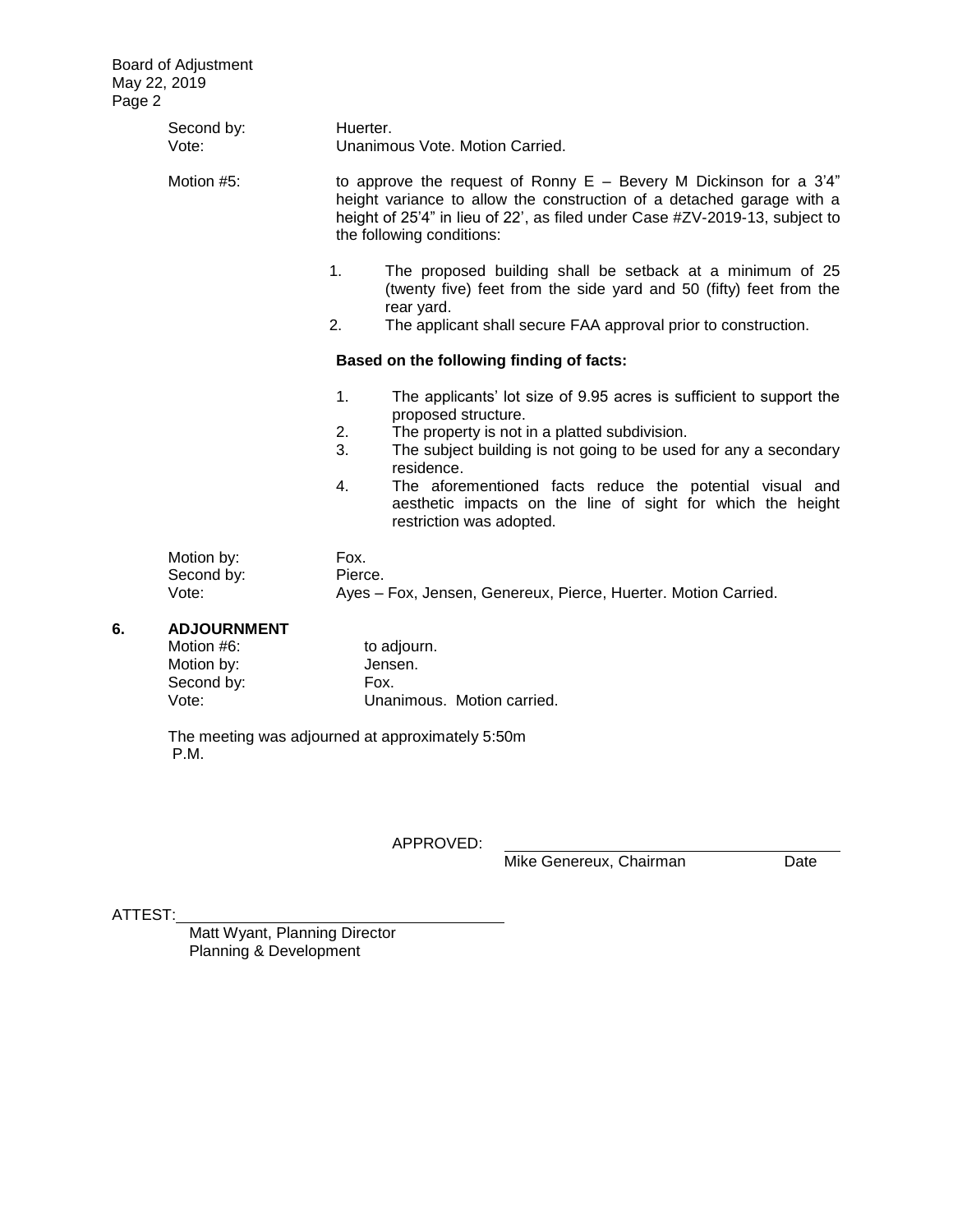Second by: Huerter.
Vote: Unanimous Vote. Motion Carried.

Motion #5: to approve the request of Ronny E – Bevery M Dickinson for a 3'4" height variance to allow the construction of a detached garage with a height of 25'4" in lieu of 22', as filed under Case #ZV-2019-13, subject to the following conditions:

1. The proposed building shall be setback at a minimum of 25 (twenty five) feet from the side yard and 50 (fifty) feet from the rear yard.
2. The applicant shall secure FAA approval prior to construction.

**Based on the following finding of facts:**

1. The applicants' lot size of 9.95 acres is sufficient to support the proposed structure.
2. The property is not in a platted subdivision.
3. The subject building is not going to be used for any a secondary residence.
4. The aforementioned facts reduce the potential visual and aesthetic impacts on the line of sight for which the height restriction was adopted.

Motion by: Fox.
Second by: Pierce.
Vote: Ayes – Fox, Jensen, Genereux, Pierce, Huerter. Motion Carried.

## 6. ADJOURNMENT

Motion #6: to adjourn.
Motion by: Jensen.
Second by: Fox.
Vote: Unanimous. Motion carried.

The meeting was adjourned at approximately 5:50m P.M.

APPROVED: ______________________________
Mike Genereux, Chairman Date

ATTEST: ______________________________
Matt Wyant, Planning Director
Planning & Development